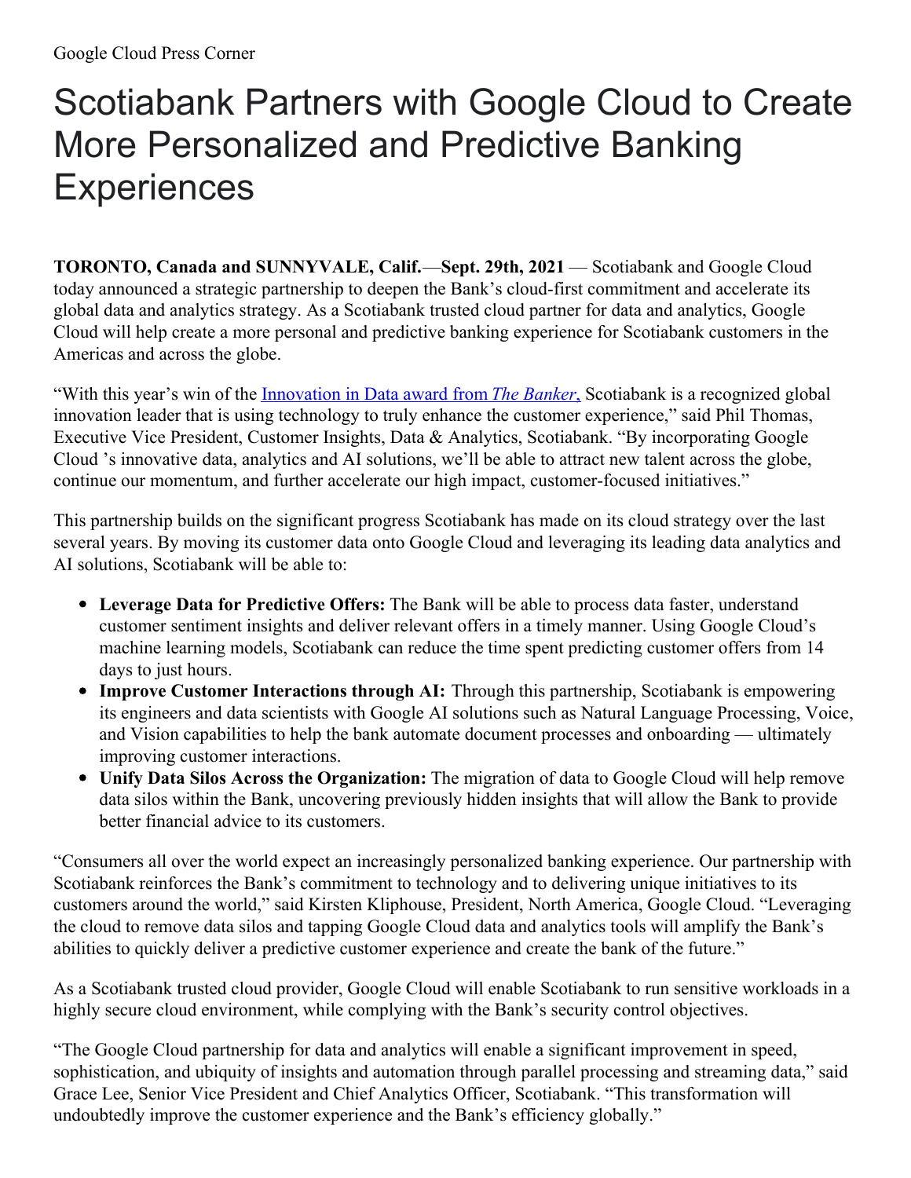Google Cloud Press Corner

# Scotiabank Partners with Google Cloud to Create More Personalized and Predictive Banking Experiences

**TORONTO, Canada and SUNNYVALE, Calif.**—**Sept. 29th, 2021** — Scotiabank and Google Cloud today announced a strategic partnership to deepen the Bank's cloud-first commitment and accelerate its global data and analytics strategy. As a Scotiabank trusted cloud partner for data and analytics, Google Cloud will help create a more personal and predictive banking experience for Scotiabank customers in the Americas and across the globe.

"With this year's win of the Innovation in Data award from *The Banker*, Scotiabank is a recognized global innovation leader that is using technology to truly enhance the customer experience," said Phil Thomas, Executive Vice President, Customer Insights, Data & Analytics, Scotiabank. "By incorporating Google Cloud 's innovative data, analytics and AI solutions, we'll be able to attract new talent across the globe, continue our momentum, and further accelerate our high impact, customer-focused initiatives."

This partnership builds on the significant progress Scotiabank has made on its cloud strategy over the last several years. By moving its customer data onto Google Cloud and leveraging its leading data analytics and AI solutions, Scotiabank will be able to:

- **Leverage Data for Predictive Offers:** The Bank will be able to process data faster, understand customer sentiment insights and deliver relevant offers in a timely manner. Using Google Cloud's machine learning models, Scotiabank can reduce the time spent predicting customer offers from 14 days to just hours.
- **Improve Customer Interactions through AI:** Through this partnership, Scotiabank is empowering its engineers and data scientists with Google AI solutions such as Natural Language Processing, Voice, and Vision capabilities to help the bank automate document processes and onboarding — ultimately improving customer interactions.
- **Unify Data Silos Across the Organization:** The migration of data to Google Cloud will help remove data silos within the Bank, uncovering previously hidden insights that will allow the Bank to provide better financial advice to its customers.

"Consumers all over the world expect an increasingly personalized banking experience. Our partnership with Scotiabank reinforces the Bank's commitment to technology and to delivering unique initiatives to its customers around the world," said Kirsten Kliphouse, President, North America, Google Cloud. "Leveraging the cloud to remove data silos and tapping Google Cloud data and analytics tools will amplify the Bank's abilities to quickly deliver a predictive customer experience and create the bank of the future."

As a Scotiabank trusted cloud provider, Google Cloud will enable Scotiabank to run sensitive workloads in a highly secure cloud environment, while complying with the Bank's security control objectives.

"The Google Cloud partnership for data and analytics will enable a significant improvement in speed, sophistication, and ubiquity of insights and automation through parallel processing and streaming data," said Grace Lee, Senior Vice President and Chief Analytics Officer, Scotiabank. "This transformation will undoubtedly improve the customer experience and the Bank's efficiency globally."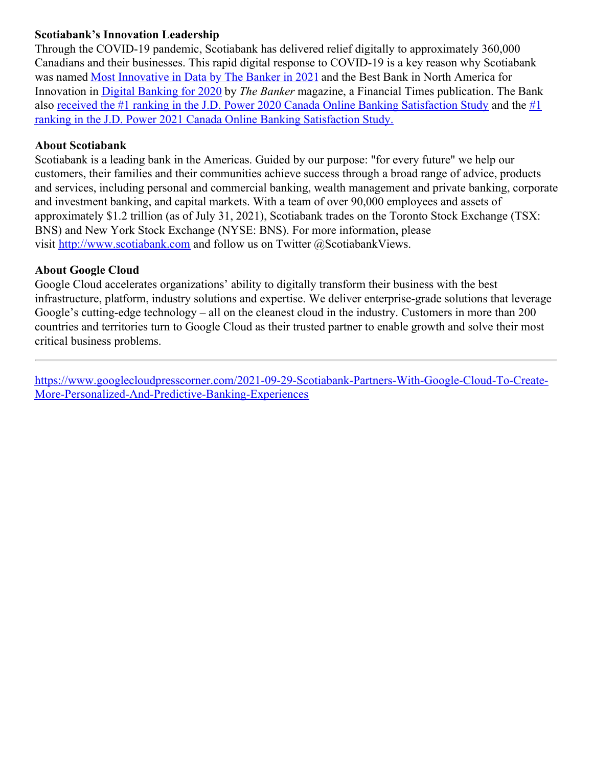**Scotiabank's Innovation Leadership**

Through the COVID-19 pandemic, Scotiabank has delivered relief digitally to approximately 360,000 Canadians and their businesses. This rapid digital response to COVID-19 is a key reason why Scotiabank was named Most Innovative in Data by The Banker in 2021 and the Best Bank in North America for Innovation in Digital Banking for 2020 by *The Banker* magazine, a Financial Times publication. The Bank also received the #1 ranking in the J.D. Power 2020 Canada Online Banking Satisfaction Study and the #1 ranking in the J.D. Power 2021 Canada Online Banking Satisfaction Study.

**About Scotiabank**

Scotiabank is a leading bank in the Americas. Guided by our purpose: "for every future" we help our customers, their families and their communities achieve success through a broad range of advice, products and services, including personal and commercial banking, wealth management and private banking, corporate and investment banking, and capital markets. With a team of over 90,000 employees and assets of approximately $1.2 trillion (as of July 31, 2021), Scotiabank trades on the Toronto Stock Exchange (TSX: BNS) and New York Stock Exchange (NYSE: BNS). For more information, please visit http://www.scotiabank.com and follow us on Twitter @ScotiabankViews.

**About Google Cloud**

Google Cloud accelerates organizations' ability to digitally transform their business with the best infrastructure, platform, industry solutions and expertise. We deliver enterprise-grade solutions that leverage Google's cutting-edge technology – all on the cleanest cloud in the industry. Customers in more than 200 countries and territories turn to Google Cloud as their trusted partner to enable growth and solve their most critical business problems.

---

https://www.googlecloudpresscorner.com/2021-09-29-Scotiabank-Partners-With-Google-Cloud-To-Create-More-Personalized-And-Predictive-Banking-Experiences